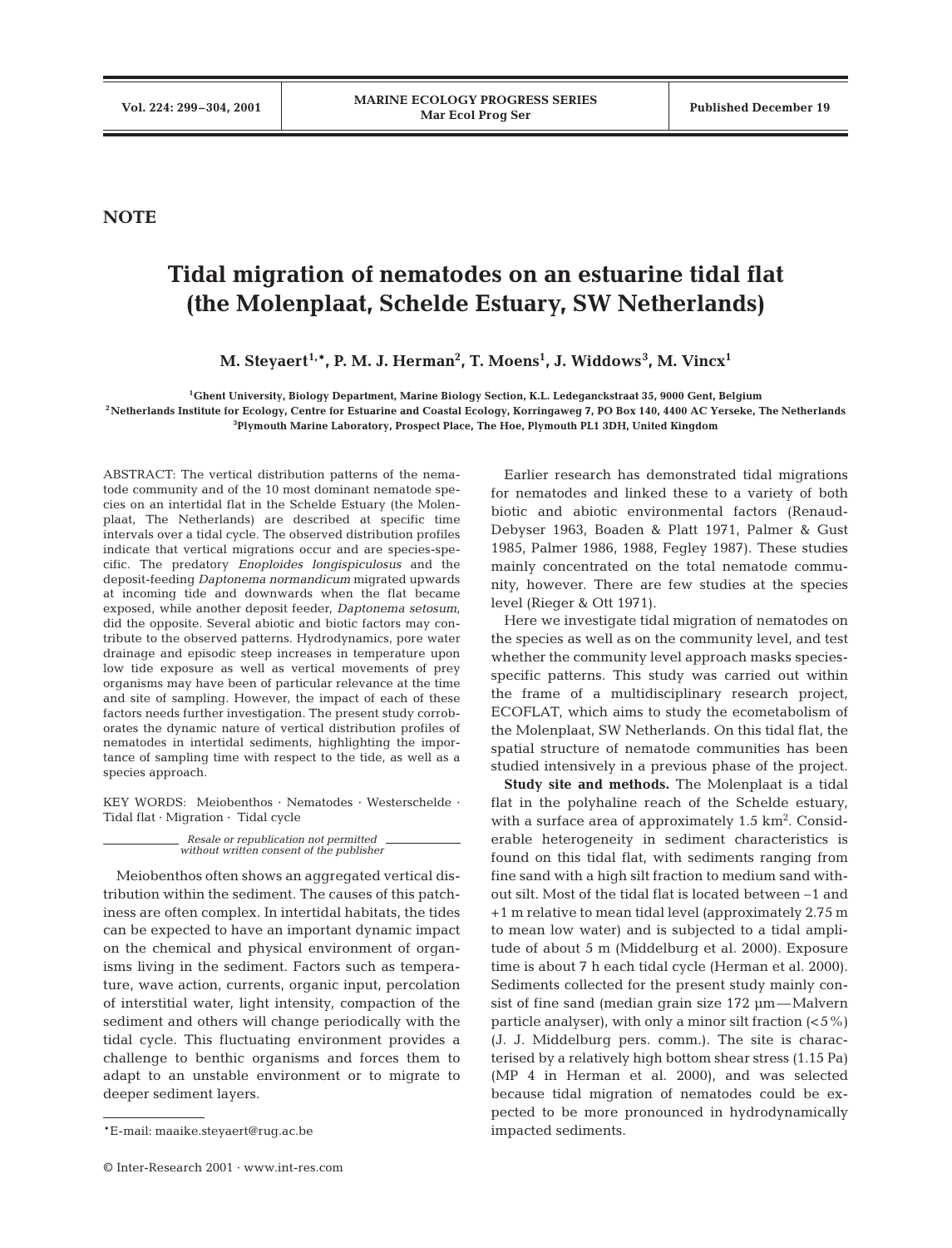NOTE

# Tidal migration of nematodes on an estuarine tidal flat (the Molenplaat, Schelde Estuary, SW Netherlands)

**M. Steyaert[1,*], P. M. J. Herman[2], T. Moens[1], J. Widdows[3], M. Vincx[1]**

[1]Ghent University, Biology Department, Marine Biology Section, K.L. Ledeganckstraat 35, 9000 Gent, Belgium
[2]Netherlands Institute for Ecology, Centre for Estuarine and Coastal Ecology, Korringaweg 7, PO Box 140, 4400 AC Yerseke, The Netherlands
[3]Plymouth Marine Laboratory, Prospect Place, The Hoe, Plymouth PL1 3DH, United Kingdom

ABSTRACT: The vertical distribution patterns of the nematode community and of the 10 most dominant nematode species on an intertidal flat in the Schelde Estuary (the Molenplaat, The Netherlands) are described at specific time intervals over a tidal cycle. The observed distribution profiles indicate that vertical migrations occur and are species-specific. The predatory *Enoploides longispiculosus* and the deposit-feeding *Daptonema normandicum* migrated upwards at incoming tide and downwards when the flat became exposed, while another deposit feeder, *Daptonema setosum*, did the opposite. Several abiotic and biotic factors may contribute to the observed patterns. Hydrodynamics, pore water drainage and episodic steep increases in temperature upon low tide exposure as well as vertical movements of prey organisms may have been of particular relevance at the time and site of sampling. However, the impact of each of these factors needs further investigation. The present study corroborates the dynamic nature of vertical distribution profiles of nematodes in intertidal sediments, highlighting the importance of sampling time with respect to the tide, as well as a species approach.

KEY WORDS: Meiobenthos · Nematodes · Westerschelde · Tidal flat · Migration · Tidal cycle

*Resale or republication not permitted without written consent of the publisher*

Meiobenthos often shows an aggregated vertical distribution within the sediment. The causes of this patchiness are often complex. In intertidal habitats, the tides can be expected to have an important dynamic impact on the chemical and physical environment of organisms living in the sediment. Factors such as temperature, wave action, currents, organic input, percolation of interstitial water, light intensity, compaction of the sediment and others will change periodically with the tidal cycle. This fluctuating environment provides a challenge to benthic organisms and forces them to adapt to an unstable environment or to migrate to deeper sediment layers.

*E-mail: maaike.steyaert@rug.ac.be

Earlier research has demonstrated tidal migrations for nematodes and linked these to a variety of both biotic and abiotic environmental factors (Renaud-Debyser 1963, Boaden & Platt 1971, Palmer & Gust 1985, Palmer 1986, 1988, Fegley 1987). These studies mainly concentrated on the total nematode community, however. There are few studies at the species level (Rieger & Ott 1971).

Here we investigate tidal migration of nematodes on the species as well as on the community level, and test whether the community level approach masks species-specific patterns. This study was carried out within the frame of a multidisciplinary research project, ECOFLAT, which aims to study the ecometabolism of the Molenplaat, SW Netherlands. On this tidal flat, the spatial structure of nematode communities has been studied intensively in a previous phase of the project.

**Study site and methods.** The Molenplaat is a tidal flat in the polyhaline reach of the Schelde estuary, with a surface area of approximately 1.5 km$^2$. Considerable heterogeneity in sediment characteristics is found on this tidal flat, with sediments ranging from fine sand with a high silt fraction to medium sand without silt. Most of the tidal flat is located between –1 and +1 m relative to mean tidal level (approximately 2.75 m to mean low water) and is subjected to a tidal amplitude of about 5 m (Middelburg et al. 2000). Exposure time is about 7 h each tidal cycle (Herman et al. 2000). Sediments collected for the present study mainly consist of fine sand (median grain size 172 µm—Malvern particle analyser), with only a minor silt fraction (<5%) (J. J. Middelburg pers. comm.). The site is characterised by a relatively high bottom shear stress (1.15 Pa) (MP 4 in Herman et al. 2000), and was selected because tidal migration of nematodes could be expected to be more pronounced in hydrodynamically impacted sediments.

© Inter-Research 2001 · www.int-res.com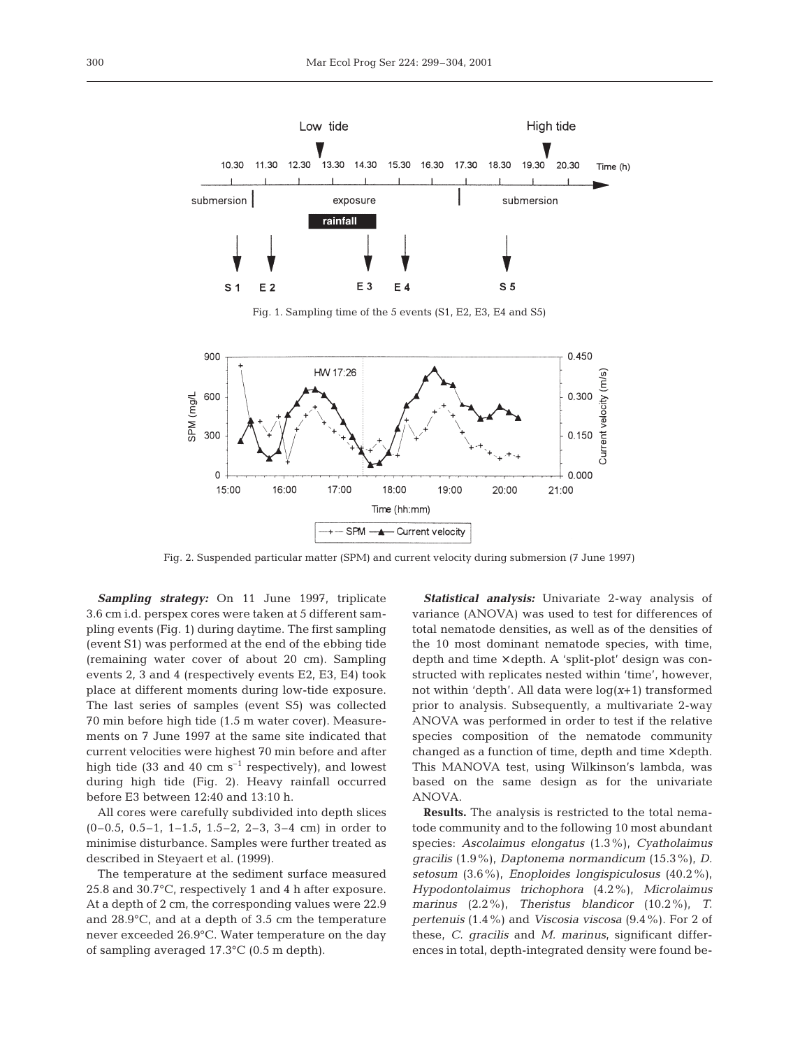Fig. 1. Sampling time of the 5 events (S1, E2, E3, E4 and S5)

Fig. 2. Suspended particular matter (SPM) and current velocity during submersion (7 June 1997)

***Sampling strategy:*** On 11 June 1997, triplicate 3.6 cm i.d. perspex cores were taken at 5 different sampling events (Fig. 1) during daytime. The first sampling (event S1) was performed at the end of the ebbing tide (remaining water cover of about 20 cm). Sampling events 2, 3 and 4 (respectively events E2, E3, E4) took place at different moments during low-tide exposure. The last series of samples (event S5) was collected 70 min before high tide (1.5 m water cover). Measurements on 7 June 1997 at the same site indicated that current velocities were highest 70 min before and after high tide (33 and 40 cm $s^{-1}$ respectively), and lowest during high tide (Fig. 2). Heavy rainfall occurred before E3 between 12:40 and 13:10 h.

All cores were carefully subdivided into depth slices (0–0.5, 0.5–1, 1–1.5, 1.5–2, 2–3, 3–4 cm) in order to minimise disturbance. Samples were further treated as described in Steyaert et al. (1999).

The temperature at the sediment surface measured 25.8 and 30.7°C, respectively 1 and 4 h after exposure. At a depth of 2 cm, the corresponding values were 22.9 and 28.9°C, and at a depth of 3.5 cm the temperature never exceeded 26.9°C. Water temperature on the day of sampling averaged 17.3°C (0.5 m depth).

***Statistical analysis:*** Univariate 2-way analysis of variance (ANOVA) was used to test for differences of total nematode densities, as well as of the densities of the 10 most dominant nematode species, with time, depth and time × depth. A 'split-plot' design was constructed with replicates nested within 'time', however, not within 'depth'. All data were $\log(x+1)$ transformed prior to analysis. Subsequently, a multivariate 2-way ANOVA was performed in order to test if the relative species composition of the nematode community changed as a function of time, depth and time × depth. This MANOVA test, using Wilkinson's lambda, was based on the same design as for the univariate ANOVA.

**Results.** The analysis is restricted to the total nematode community and to the following 10 most abundant species: *Ascolaimus elongatus* (1.3%), *Cyatholaimus gracilis* (1.9%), *Daptonema normandicum* (15.3%), *D. setosum* (3.6%), *Enoploides longispiculosus* (40.2%), *Hypodontolaimus trichophora* (4.2%), *Microlaimus marinus* (2.2%), *Theristus blandicor* (10.2%), *T. pertenuis* (1.4%) and *Viscosia viscosa* (9.4%). For 2 of these, *C. gracilis* and *M. marinus*, significant differences in total, depth-integrated density were found be-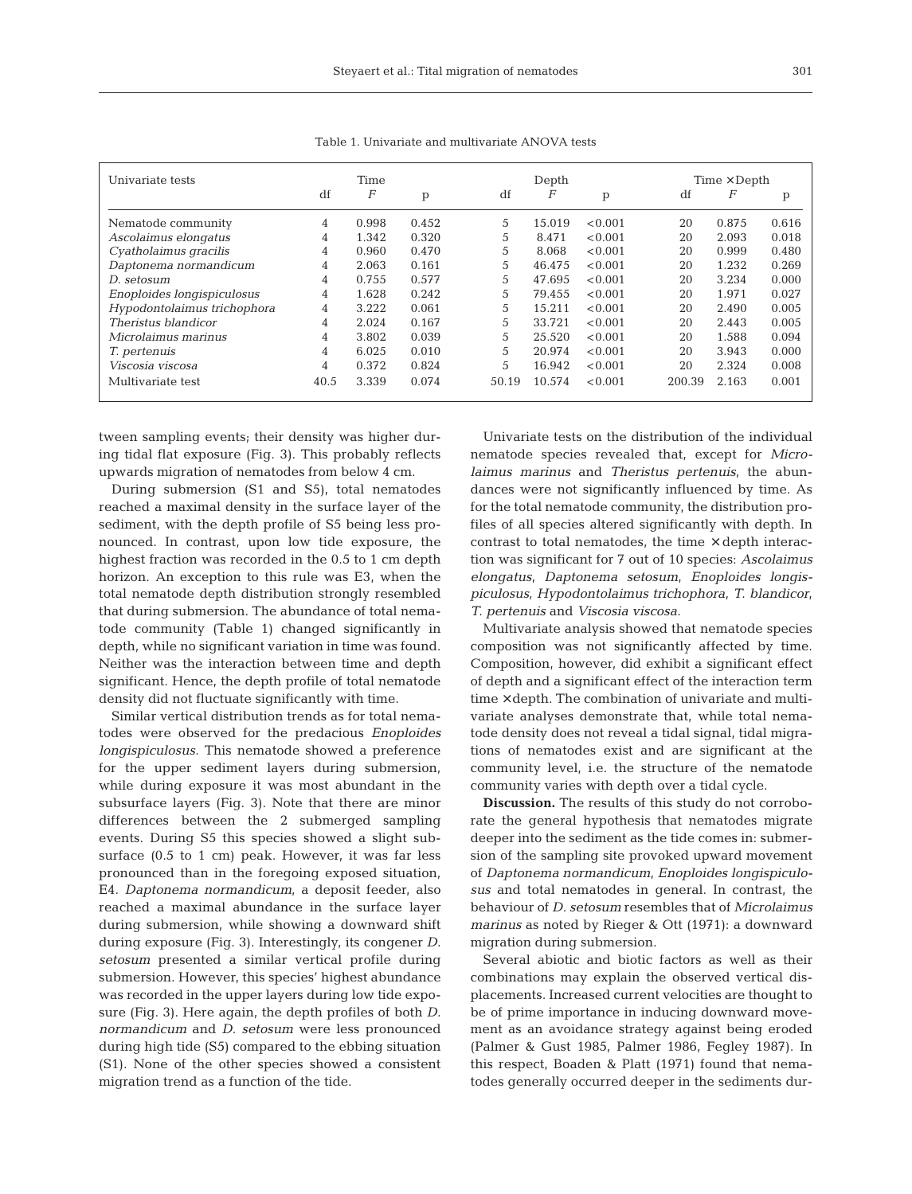Table 1. Univariate and multivariate ANOVA tests

| Univariate tests | Time | | | Depth | | | Time × Depth | | |
|---|---|---|---|---|---|---|---|---|---|
| | df | $F$ | p | df | $F$ | p | df | $F$ | p |
| Nematode community | 4 | 0.998 | 0.452 | 5 | 15.019 | <0.001 | 20 | 0.875 | 0.616 |
| *Ascolaimus elongatus* | 4 | 1.342 | 0.320 | 5 | 8.471 | <0.001 | 20 | 2.093 | 0.018 |
| *Cyatholaimus gracilis* | 4 | 0.960 | 0.470 | 5 | 8.068 | <0.001 | 20 | 0.999 | 0.480 |
| *Daptonema normandicum* | 4 | 2.063 | 0.161 | 5 | 46.475 | <0.001 | 20 | 1.232 | 0.269 |
| *D. setosum* | 4 | 0.755 | 0.577 | 5 | 47.695 | <0.001 | 20 | 3.234 | 0.000 |
| *Enoploides longispiculosus* | 4 | 1.628 | 0.242 | 5 | 79.455 | <0.001 | 20 | 1.971 | 0.027 |
| *Hypodontolaimus trichophora* | 4 | 3.222 | 0.061 | 5 | 15.211 | <0.001 | 20 | 2.490 | 0.005 |
| *Theristus blandicor* | 4 | 2.024 | 0.167 | 5 | 33.721 | <0.001 | 20 | 2.443 | 0.005 |
| *Microlaimus marinus* | 4 | 3.802 | 0.039 | 5 | 25.520 | <0.001 | 20 | 1.588 | 0.094 |
| *T. pertenuis* | 4 | 6.025 | 0.010 | 5 | 20.974 | <0.001 | 20 | 3.943 | 0.000 |
| *Viscosia viscosa* | 4 | 0.372 | 0.824 | 5 | 16.942 | <0.001 | 20 | 2.324 | 0.008 |
| Multivariate test | 40.5 | 3.339 | 0.074 | 50.19 | 10.574 | <0.001 | 200.39 | 2.163 | 0.001 |

tween sampling events; their density was higher during tidal flat exposure (Fig. 3). This probably reflects upwards migration of nematodes from below 4 cm.

During submersion (S1 and S5), total nematodes reached a maximal density in the surface layer of the sediment, with the depth profile of S5 being less pronounced. In contrast, upon low tide exposure, the highest fraction was recorded in the 0.5 to 1 cm depth horizon. An exception to this rule was E3, when the total nematode depth distribution strongly resembled that during submersion. The abundance of total nematode community (Table 1) changed significantly in depth, while no significant variation in time was found. Neither was the interaction between time and depth significant. Hence, the depth profile of total nematode density did not fluctuate significantly with time.

Similar vertical distribution trends as for total nematodes were observed for the predacious *Enoploides longispiculosus.* This nematode showed a preference for the upper sediment layers during submersion, while during exposure it was most abundant in the subsurface layers (Fig. 3). Note that there are minor differences between the 2 submerged sampling events. During S5 this species showed a slight subsurface (0.5 to 1 cm) peak. However, it was far less pronounced than in the foregoing exposed situation, E4. *Daptonema normandicum*, a deposit feeder, also reached a maximal abundance in the surface layer during submersion, while showing a downward shift during exposure (Fig. 3). Interestingly, its congener *D. setosum* presented a similar vertical profile during submersion. However, this species' highest abundance was recorded in the upper layers during low tide exposure (Fig. 3). Here again, the depth profiles of both *D. normandicum* and *D. setosum* were less pronounced during high tide (S5) compared to the ebbing situation (S1). None of the other species showed a consistent migration trend as a function of the tide.

Univariate tests on the distribution of the individual nematode species revealed that, except for *Microlaimus marinus* and *Theristus pertenuis*, the abundances were not significantly influenced by time. As for the total nematode community, the distribution profiles of all species altered significantly with depth. In contrast to total nematodes, the time × depth interaction was significant for 7 out of 10 species: *Ascolaimus elongatus*, *Daptonema setosum*, *Enoploides longispiculosus*, *Hypodontolaimus trichophora*, *T. blandicor*, *T. pertenuis* and *Viscosia viscosa.*

Multivariate analysis showed that nematode species composition was not significantly affected by time. Composition, however, did exhibit a significant effect of depth and a significant effect of the interaction term time × depth. The combination of univariate and multivariate analyses demonstrate that, while total nematode density does not reveal a tidal signal, tidal migrations of nematodes exist and are significant at the community level, i.e. the structure of the nematode community varies with depth over a tidal cycle.

**Discussion.** The results of this study do not corroborate the general hypothesis that nematodes migrate deeper into the sediment as the tide comes in: submersion of the sampling site provoked upward movement of *Daptonema normandicum*, *Enoploides longispiculosus* and total nematodes in general. In contrast, the behaviour of *D. setosum* resembles that of *Microlaimus marinus* as noted by Rieger & Ott (1971): a downward migration during submersion.

Several abiotic and biotic factors as well as their combinations may explain the observed vertical displacements. Increased current velocities are thought to be of prime importance in inducing downward movement as an avoidance strategy against being eroded (Palmer & Gust 1985, Palmer 1986, Fegley 1987). In this respect, Boaden & Platt (1971) found that nematodes generally occurred deeper in the sediments dur-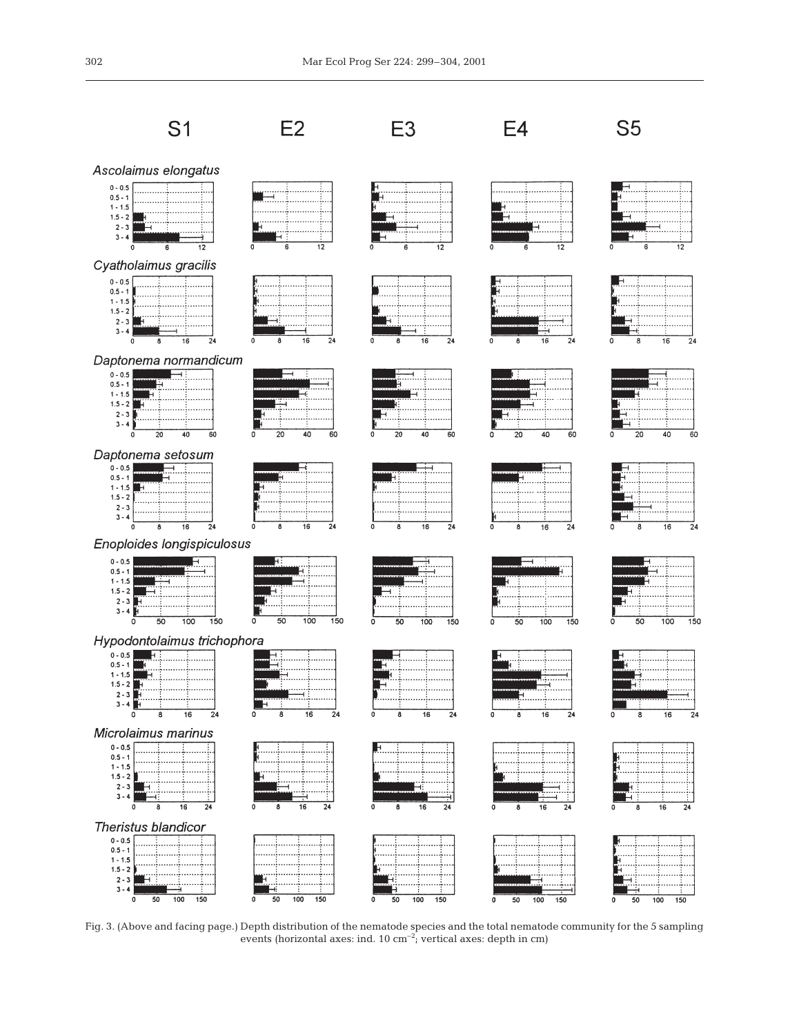Fig. 3. (Above and facing page.) Depth distribution of the nematode species and the total nematode community for the 5 sampling events (horizontal axes: ind. 10 $cm^{-2}$; vertical axes: depth in cm)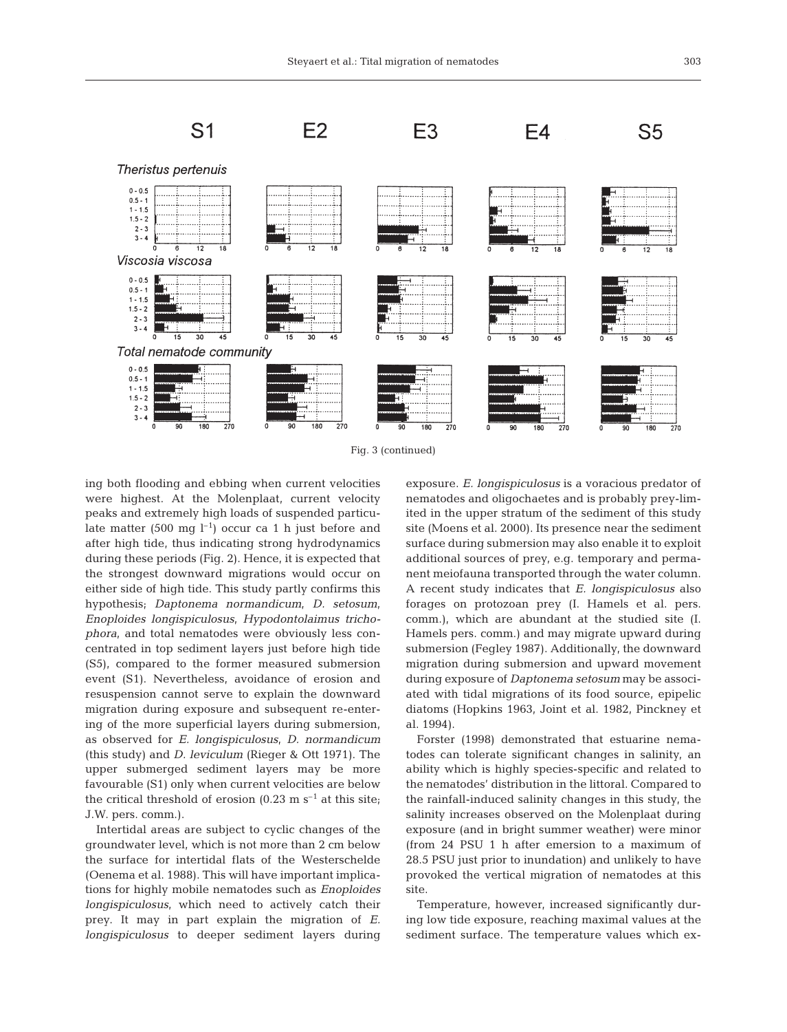Fig. 3 (continued)

ing both flooding and ebbing when current velocities were highest. At the Molenplaat, current velocity peaks and extremely high loads of suspended particulate matter (500 mg $l^{-1}$) occur ca 1 h just before and after high tide, thus indicating strong hydrodynamics during these periods (Fig. 2). Hence, it is expected that the strongest downward migrations would occur on either side of high tide. This study partly confirms this hypothesis; *Daptonema normandicum*, *D. setosum*, *Enoploides longispiculosus*, *Hypodontolaimus trichophora*, and total nematodes were obviously less concentrated in top sediment layers just before high tide (S5), compared to the former measured submersion event (S1). Nevertheless, avoidance of erosion and resuspension cannot serve to explain the downward migration during exposure and subsequent re-entering of the more superficial layers during submersion, as observed for *E. longispiculosus*, *D. normandicum* (this study) and *D. leviculum* (Rieger & Ott 1971). The upper submerged sediment layers may be more favourable (S1) only when current velocities are below the critical threshold of erosion (0.23 m $s^{-1}$ at this site; J.W. pers. comm.).

Intertidal areas are subject to cyclic changes of the groundwater level, which is not more than 2 cm below the surface for intertidal flats of the Westerschelde (Oenema et al. 1988). This will have important implications for highly mobile nematodes such as *Enoploides longispiculosus*, which need to actively catch their prey. It may in part explain the migration of *E. longispiculosus* to deeper sediment layers during exposure. *E. longispiculosus* is a voracious predator of nematodes and oligochaetes and is probably prey-limited in the upper stratum of the sediment of this study site (Moens et al. 2000). Its presence near the sediment surface during submersion may also enable it to exploit additional sources of prey, e.g. temporary and permanent meiofauna transported through the water column. A recent study indicates that *E. longispiculosus* also forages on protozoan prey (I. Hamels et al. pers. comm.), which are abundant at the studied site (I. Hamels pers. comm.) and may migrate upward during submersion (Fegley 1987). Additionally, the downward migration during submersion and upward movement during exposure of *Daptonema setosum* may be associated with tidal migrations of its food source, epipelic diatoms (Hopkins 1963, Joint et al. 1982, Pinckney et al. 1994).

Forster (1998) demonstrated that estuarine nematodes can tolerate significant changes in salinity, an ability which is highly species-specific and related to the nematodes' distribution in the littoral. Compared to the rainfall-induced salinity changes in this study, the salinity increases observed on the Molenplaat during exposure (and in bright summer weather) were minor (from 24 PSU 1 h after emersion to a maximum of 28.5 PSU just prior to inundation) and unlikely to have provoked the vertical migration of nematodes at this site.

Temperature, however, increased significantly during low tide exposure, reaching maximal values at the sediment surface. The temperature values which ex-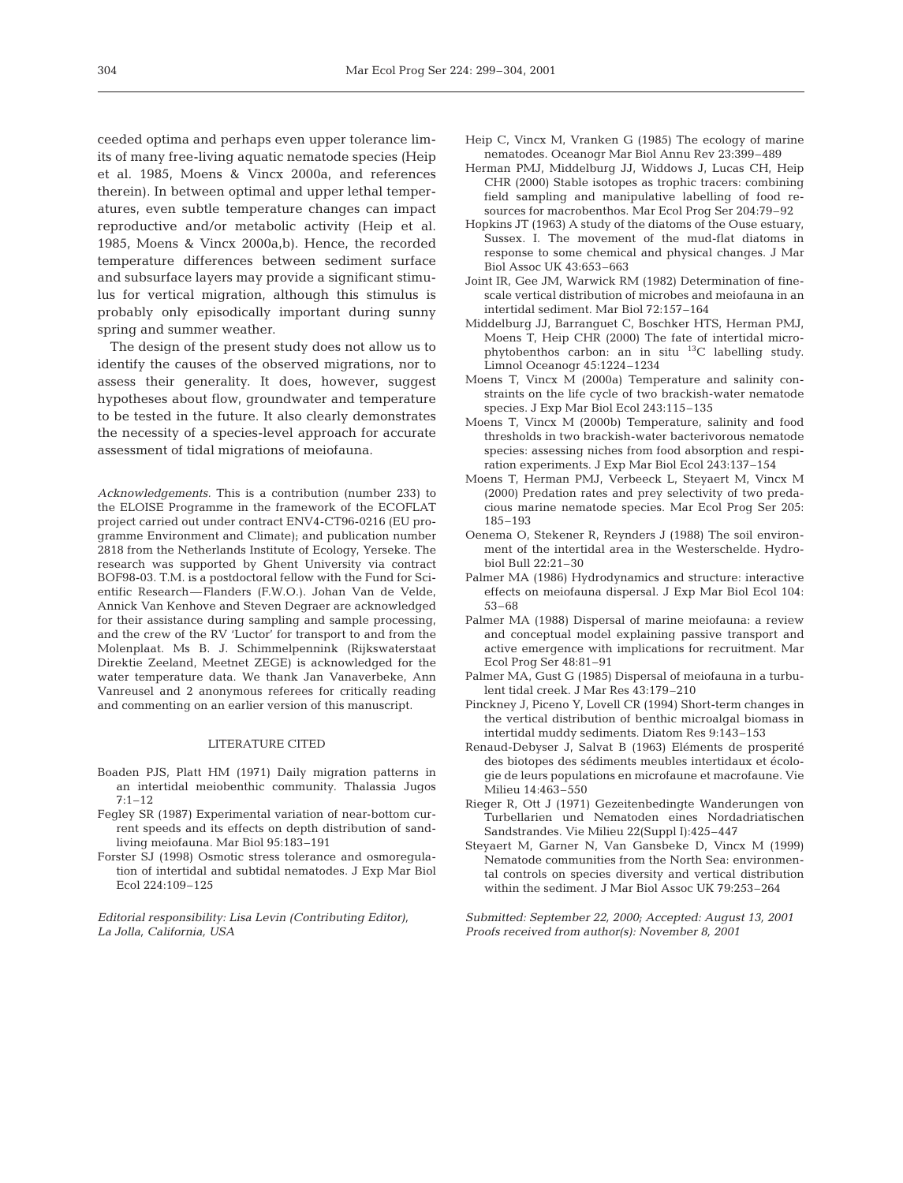ceeded optima and perhaps even upper tolerance limits of many free-living aquatic nematode species (Heip et al. 1985, Moens & Vincx 2000a, and references therein). In between optimal and upper lethal temperatures, even subtle temperature changes can impact reproductive and/or metabolic activity (Heip et al. 1985, Moens & Vincx 2000a,b). Hence, the recorded temperature differences between sediment surface and subsurface layers may provide a significant stimulus for vertical migration, although this stimulus is probably only episodically important during sunny spring and summer weather.

The design of the present study does not allow us to identify the causes of the observed migrations, nor to assess their generality. It does, however, suggest hypotheses about flow, groundwater and temperature to be tested in the future. It also clearly demonstrates the necessity of a species-level approach for accurate assessment of tidal migrations of meiofauna.

*Acknowledgements.* This is a contribution (number 233) to the ELOISE Programme in the framework of the ECOFLAT project carried out under contract ENV4-CT96-0216 (EU programme Environment and Climate); and publication number 2818 from the Netherlands Institute of Ecology, Yerseke. The research was supported by Ghent University via contract BOF98-03. T.M. is a postdoctoral fellow with the Fund for Scientific Research—Flanders (F.W.O.). Johan Van de Velde, Annick Van Kenhove and Steven Degraer are acknowledged for their assistance during sampling and sample processing, and the crew of the RV 'Luctor' for transport to and from the Molenplaat. Ms B. J. Schimmelpennink (Rijkswaterstaat Direktie Zeeland, Meetnet ZEGE) is acknowledged for the water temperature data. We thank Jan Vanaverbeke, Ann Vanreusel and 2 anonymous referees for critically reading and commenting on an earlier version of this manuscript.

## LITERATURE CITED

- Boaden PJS, Platt HM (1971) Daily migration patterns in an intertidal meiobenthic community. Thalassia Jugos 7:1–12
- Fegley SR (1987) Experimental variation of near-bottom current speeds and its effects on depth distribution of sand-living meiofauna. Mar Biol 95:183–191
- Forster SJ (1998) Osmotic stress tolerance and osmoregulation of intertidal and subtidal nematodes. J Exp Mar Biol Ecol 224:109–125
- Heip C, Vincx M, Vranken G (1985) The ecology of marine nematodes. Oceanogr Mar Biol Annu Rev 23:399–489
- Herman PMJ, Middelburg JJ, Widdows J, Lucas CH, Heip CHR (2000) Stable isotopes as trophic tracers: combining field sampling and manipulative labelling of food resources for macrobenthos. Mar Ecol Prog Ser 204:79–92
- Hopkins JT (1963) A study of the diatoms of the Ouse estuary, Sussex. I. The movement of the mud-flat diatoms in response to some chemical and physical changes. J Mar Biol Assoc UK 43:653–663
- Joint IR, Gee JM, Warwick RM (1982) Determination of fine-scale vertical distribution of microbes and meiofauna in an intertidal sediment. Mar Biol 72:157–164
- Middelburg JJ, Barranguet C, Boschker HTS, Herman PMJ, Moens T, Heip CHR (2000) The fate of intertidal microphytobenthos carbon: an in situ $^{13}C$ labelling study. Limnol Oceanogr 45:1224–1234
- Moens T, Vincx M (2000a) Temperature and salinity constraints on the life cycle of two brackish-water nematode species. J Exp Mar Biol Ecol 243:115–135
- Moens T, Vincx M (2000b) Temperature, salinity and food thresholds in two brackish-water bacterivorous nematode species: assessing niches from food absorption and respiration experiments. J Exp Mar Biol Ecol 243:137–154
- Moens T, Herman PMJ, Verbeeck L, Steyaert M, Vincx M (2000) Predation rates and prey selectivity of two predacious marine nematode species. Mar Ecol Prog Ser 205: 185–193
- Oenema O, Stekener R, Reynders J (1988) The soil environment of the intertidal area in the Westerschelde. Hydrobiol Bull 22:21–30
- Palmer MA (1986) Hydrodynamics and structure: interactive effects on meiofauna dispersal. J Exp Mar Biol Ecol 104: 53–68
- Palmer MA (1988) Dispersal of marine meiofauna: a review and conceptual model explaining passive transport and active emergence with implications for recruitment. Mar Ecol Prog Ser 48:81–91
- Palmer MA, Gust G (1985) Dispersal of meiofauna in a turbulent tidal creek. J Mar Res 43:179–210
- Pinckney J, Piceno Y, Lovell CR (1994) Short-term changes in the vertical distribution of benthic microalgal biomass in intertidal muddy sediments. Diatom Res 9:143–153
- Renaud-Debyser J, Salvat B (1963) Eléments de prosperité des biotopes des sédiments meubles intertidaux et écologie de leurs populations en microfaune et macrofaune. Vie Milieu 14:463–550
- Rieger R, Ott J (1971) Gezeitenbedingte Wanderungen von Turbellarien und Nematoden eines Nordadriatischen Sandstrandes. Vie Milieu 22(Suppl I):425–447
- Steyaert M, Garner N, Van Gansbeke D, Vincx M (1999) Nematode communities from the North Sea: environmental controls on species diversity and vertical distribution within the sediment. J Mar Biol Assoc UK 79:253–264

*Editorial responsibility: Lisa Levin (Contributing Editor), La Jolla, California, USA*

*Submitted: September 22, 2000; Accepted: August 13, 2001*
*Proofs received from author(s): November 8, 2001*